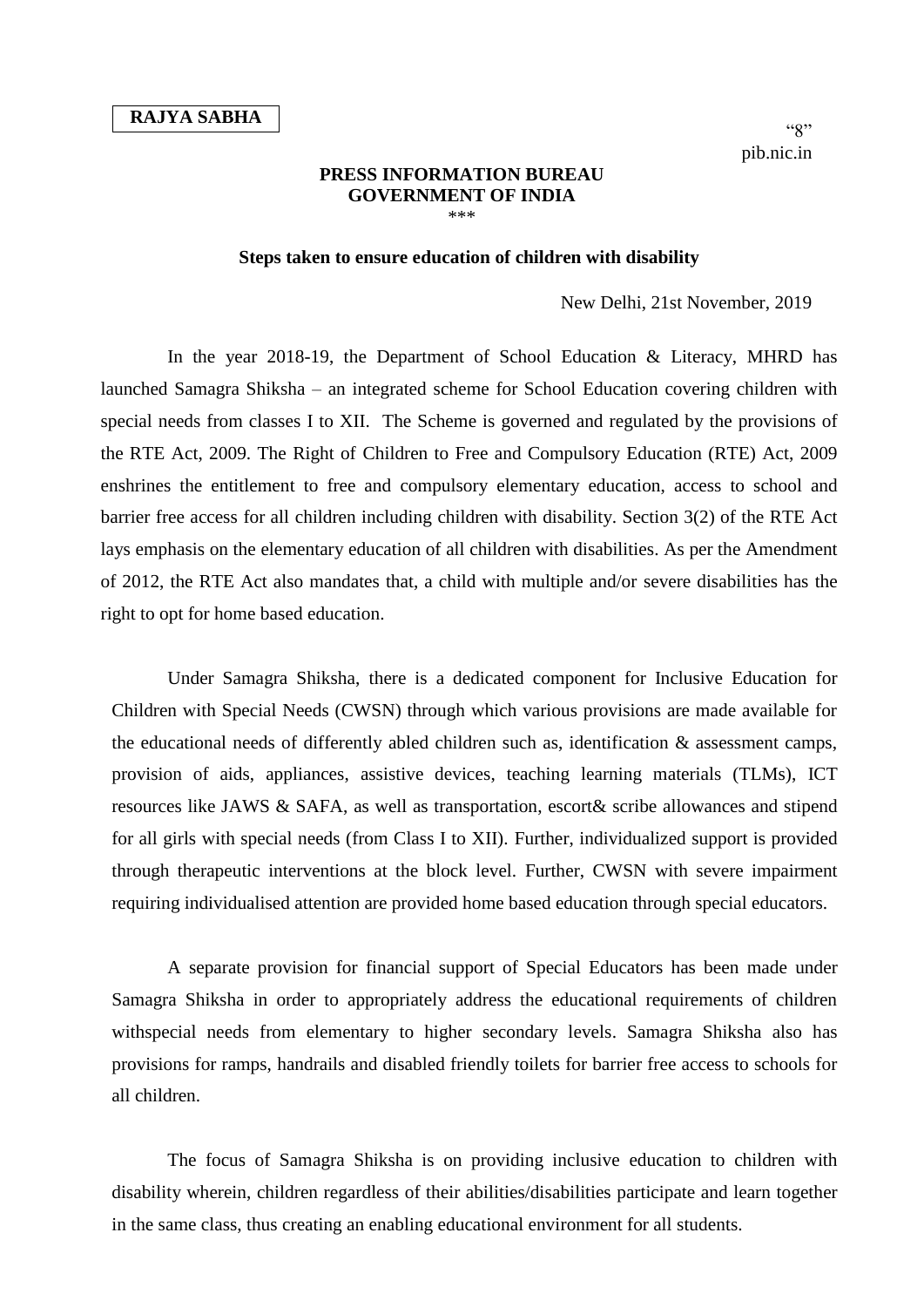**RAJYA SABHA**

"8"
pib.nic.in

**PRESS INFORMATION BUREAU**
**GOVERNMENT OF INDIA**
\*\*\*

### Steps taken to ensure education of children with disability

New Delhi, 21st November, 2019

In the year 2018-19, the Department of School Education & Literacy, MHRD has launched Samagra Shiksha – an integrated scheme for School Education covering children with special needs from classes I to XII. The Scheme is governed and regulated by the provisions of the RTE Act, 2009. The Right of Children to Free and Compulsory Education (RTE) Act, 2009 enshrines the entitlement to free and compulsory elementary education, access to school and barrier free access for all children including children with disability. Section 3(2) of the RTE Act lays emphasis on the elementary education of all children with disabilities. As per the Amendment of 2012, the RTE Act also mandates that, a child with multiple and/or severe disabilities has the right to opt for home based education.

Under Samagra Shiksha, there is a dedicated component for Inclusive Education for Children with Special Needs (CWSN) through which various provisions are made available for the educational needs of differently abled children such as, identification & assessment camps, provision of aids, appliances, assistive devices, teaching learning materials (TLMs), ICT resources like JAWS & SAFA, as well as transportation, escort& scribe allowances and stipend for all girls with special needs (from Class I to XII). Further, individualized support is provided through therapeutic interventions at the block level. Further, CWSN with severe impairment requiring individualised attention are provided home based education through special educators.

A separate provision for financial support of Special Educators has been made under Samagra Shiksha in order to appropriately address the educational requirements of children withspecial needs from elementary to higher secondary levels. Samagra Shiksha also has provisions for ramps, handrails and disabled friendly toilets for barrier free access to schools for all children.

The focus of Samagra Shiksha is on providing inclusive education to children with disability wherein, children regardless of their abilities/disabilities participate and learn together in the same class, thus creating an enabling educational environment for all students.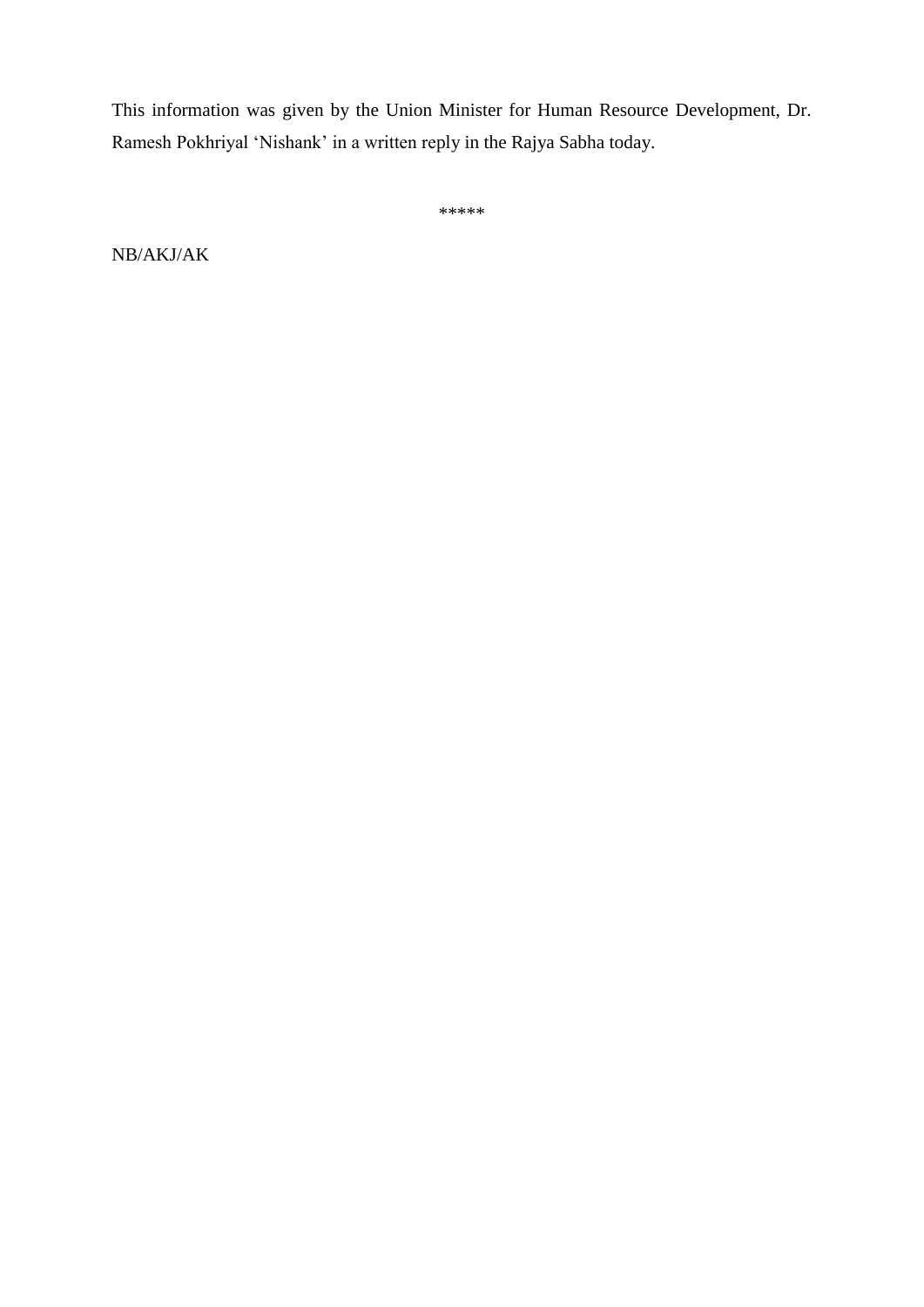This information was given by the Union Minister for Human Resource Development, Dr. Ramesh Pokhriyal 'Nishank' in a written reply in the Rajya Sabha today.

*****

NB/AKJ/AK